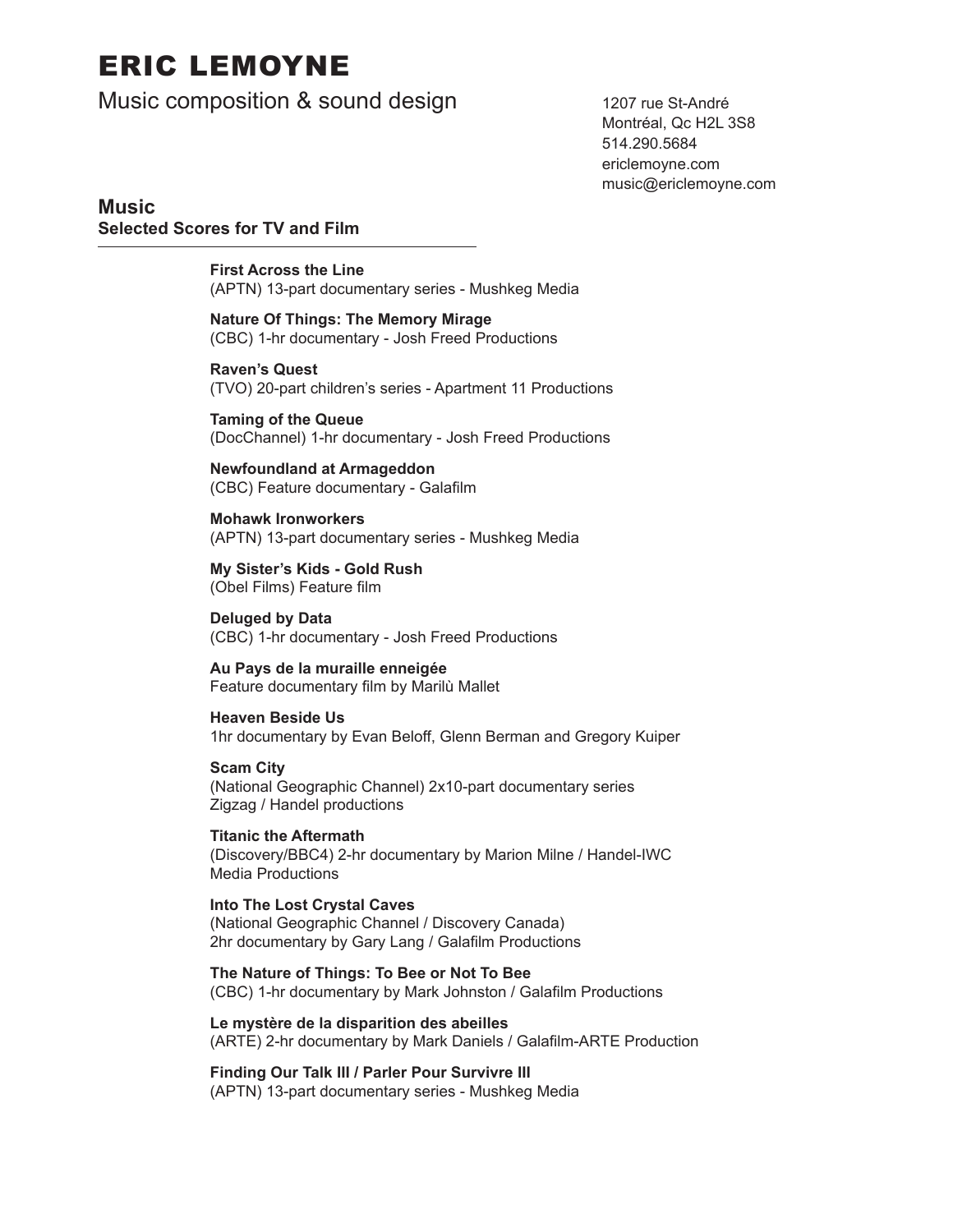# ERIC LEMOYNE

Music composition & sound design

1207 rue St-André
Montréal, Qc H2L 3S8
514.290.5684
ericlemoyne.com
music@ericlemoyne.com

## Music

### Selected Scores for TV and Film

**First Across the Line**
(APTN) 13-part documentary series - Mushkeg Media

**Nature Of Things: The Memory Mirage**
(CBC) 1-hr documentary - Josh Freed Productions

**Raven's Quest**
(TVO) 20-part children's series - Apartment 11 Productions

**Taming of the Queue**
(DocChannel) 1-hr documentary - Josh Freed Productions

**Newfoundland at Armageddon**
(CBC) Feature documentary - Galafilm

**Mohawk Ironworkers**
(APTN) 13-part documentary series - Mushkeg Media

**My Sister's Kids - Gold Rush**
(Obel Films) Feature film

**Deluged by Data**
(CBC) 1-hr documentary - Josh Freed Productions

**Au Pays de la muraille enneigée**
Feature documentary film by Marilù Mallet

**Heaven Beside Us**
1hr documentary by Evan Beloff, Glenn Berman and Gregory Kuiper

**Scam City**
(National Geographic Channel) 2x10-part documentary series
Zigzag / Handel productions

**Titanic the Aftermath**
(Discovery/BBC4) 2-hr documentary by Marion Milne / Handel-IWC Media Productions

**Into The Lost Crystal Caves**
(National Geographic Channel / Discovery Canada)
2hr documentary by Gary Lang / Galafilm Productions

**The Nature of Things: To Bee or Not To Bee**
(CBC) 1-hr documentary by Mark Johnston / Galafilm Productions

**Le mystère de la disparition des abeilles**
(ARTE) 2-hr documentary by Mark Daniels / Galafilm-ARTE Production

**Finding Our Talk III / Parler Pour Survivre III**
(APTN) 13-part documentary series - Mushkeg Media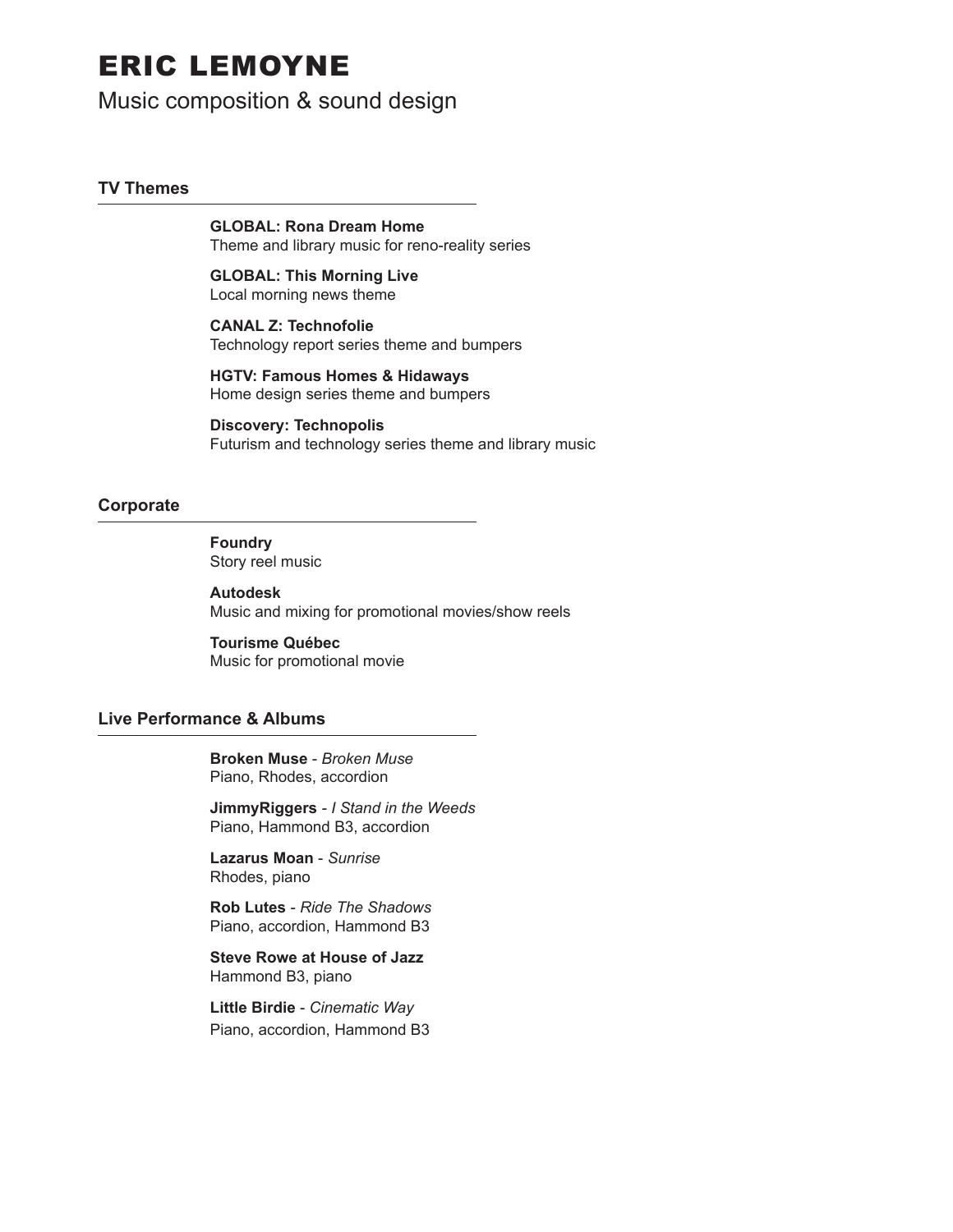# ERIC LEMOYNE

Music composition & sound design

## TV Themes

**GLOBAL: Rona Dream Home**
Theme and library music for reno-reality series

**GLOBAL: This Morning Live**
Local morning news theme

**CANAL Z: Technofolie**
Technology report series theme and bumpers

**HGTV: Famous Homes & Hidaways**
Home design series theme and bumpers

**Discovery: Technopolis**
Futurism and technology series theme and library music

## Corporate

**Foundry**
Story reel music

**Autodesk**
Music and mixing for promotional movies/show reels

**Tourisme Québec**
Music for promotional movie

## Live Performance & Albums

**Broken Muse** - *Broken Muse*
Piano, Rhodes, accordion

**JimmyRiggers** - *I Stand in the Weeds*
Piano, Hammond B3, accordion

**Lazarus Moan** - *Sunrise*
Rhodes, piano

**Rob Lutes** - *Ride The Shadows*
Piano, accordion, Hammond B3

**Steve Rowe at House of Jazz**
Hammond B3, piano

**Little Birdie** - *Cinematic Way*
Piano, accordion, Hammond B3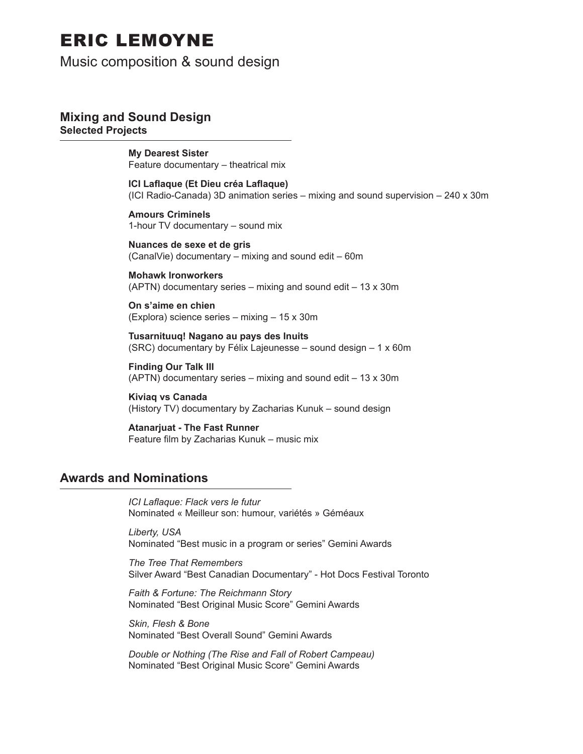# ERIC LEMOYNE

Music composition & sound design

## Mixing and Sound Design

**Selected Projects**

**My Dearest Sister**
Feature documentary – theatrical mix

**ICI Laflaque (Et Dieu créa Laflaque)**
(ICI Radio-Canada) 3D animation series – mixing and sound supervision – 240 x 30m

**Amours Criminels**
1-hour TV documentary – sound mix

**Nuances de sexe et de gris**
(CanalVie) documentary – mixing and sound edit – 60m

**Mohawk Ironworkers**
(APTN) documentary series – mixing and sound edit – 13 x 30m

**On s'aime en chien**
(Explora) science series – mixing – 15 x 30m

**Tusarnituuq! Nagano au pays des Inuits**
(SRC) documentary by Félix Lajeunesse – sound design – 1 x 60m

**Finding Our Talk III**
(APTN) documentary series – mixing and sound edit – 13 x 30m

**Kiviaq vs Canada**
(History TV) documentary by Zacharias Kunuk – sound design

**Atanarjuat - The Fast Runner**
Feature film by Zacharias Kunuk – music mix

## Awards and Nominations

*ICI Laflaque: Flack vers le futur*
Nominated « Meilleur son: humour, variétés » Géméaux

*Liberty, USA*
Nominated "Best music in a program or series" Gemini Awards

*The Tree That Remembers*
Silver Award "Best Canadian Documentary" - Hot Docs Festival Toronto

*Faith & Fortune: The Reichmann Story*
Nominated "Best Original Music Score" Gemini Awards

*Skin, Flesh & Bone*
Nominated "Best Overall Sound" Gemini Awards

*Double or Nothing (The Rise and Fall of Robert Campeau)*
Nominated "Best Original Music Score" Gemini Awards